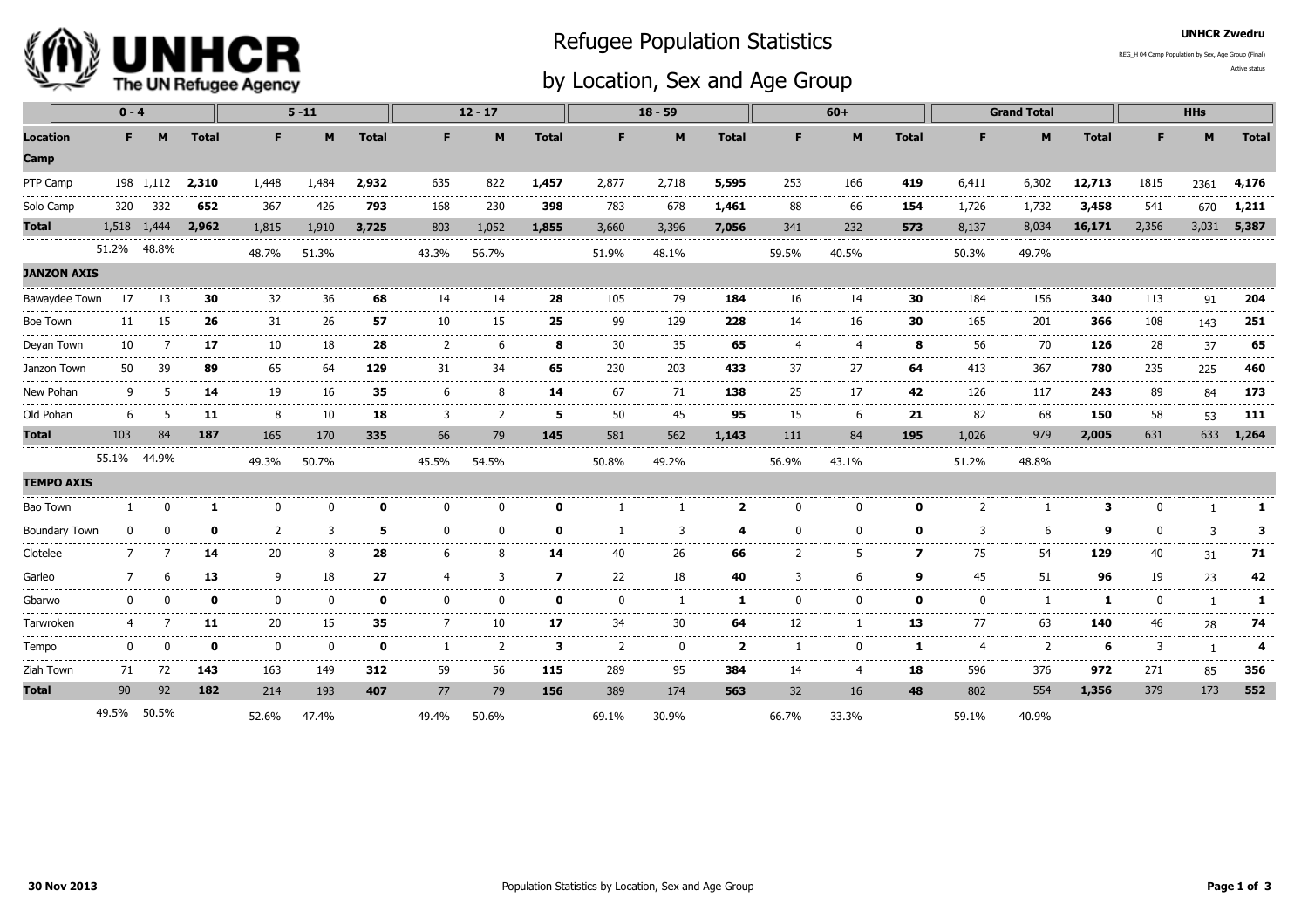**UNHCR Zwedru**

REG_H 04 Camp Population by Sex, Age Group (Final)

Active status

# Refugee Population Statistics by Location, Sex and Age Group

| | 0 - 4 | | | 5 -11 | | | 12 - 17 | | | 18 - 59 | | | 60+ | | | Grand Total | | | HHs | | |
|---|---|---|---|---|---|---|---|---|---|---|---|---|---|---|---|---|---|---|---|---|---|
| **Location** | **F** | **M** | **Total** | **F** | **M** | **Total** | **F** | **M** | **Total** | **F** | **M** | **Total** | **F** | **M** | **Total** | **F** | **M** | **Total** | **F** | **M** | **Total** |
| **Camp** | | | | | | | | | | | | | | | | | | | | | |
| PTP Camp | 198 | 1,112 | **2,310** | 1,448 | 1,484 | **2,932** | 635 | 822 | **1,457** | 2,877 | 2,718 | **5,595** | 253 | 166 | **419** | 6,411 | 6,302 | **12,713** | 1815 | 2361 | **4,176** |
| Solo Camp | 320 | 332 | **652** | 367 | 426 | **793** | 168 | 230 | **398** | 783 | 678 | **1,461** | 88 | 66 | **154** | 1,726 | 1,732 | **3,458** | 541 | 670 | **1,211** |
| **Total** | 1,518 | 1,444 | **2,962** | 1,815 | 1,910 | **3,725** | 803 | 1,052 | **1,855** | 3,660 | 3,396 | **7,056** | 341 | 232 | **573** | 8,137 | 8,034 | **16,171** | 2,356 | 3,031 | **5,387** |
| | 51.2% | 48.8% | | 48.7% | 51.3% | | 43.3% | 56.7% | | 51.9% | 48.1% | | 59.5% | 40.5% | | 50.3% | 49.7% | | | | |
| **JANZON AXIS** | | | | | | | | | | | | | | | | | | | | | |
| Bawaydee Town | 17 | 13 | **30** | 32 | 36 | **68** | 14 | 14 | **28** | 105 | 79 | **184** | 16 | 14 | **30** | 184 | 156 | **340** | 113 | 91 | **204** |
| Boe Town | 11 | 15 | **26** | 31 | 26 | **57** | 10 | 15 | **25** | 99 | 129 | **228** | 14 | 16 | **30** | 165 | 201 | **366** | 108 | 143 | **251** |
| Deyan Town | 10 | 7 | **17** | 10 | 18 | **28** | 2 | 6 | **8** | 30 | 35 | **65** | 4 | 4 | **8** | 56 | 70 | **126** | 28 | 37 | **65** |
| Janzon Town | 50 | 39 | **89** | 65 | 64 | **129** | 31 | 34 | **65** | 230 | 203 | **433** | 37 | 27 | **64** | 413 | 367 | **780** | 235 | 225 | **460** |
| New Pohan | 9 | 5 | **14** | 19 | 16 | **35** | 6 | 8 | **14** | 67 | 71 | **138** | 25 | 17 | **42** | 126 | 117 | **243** | 89 | 84 | **173** |
| Old Pohan | 6 | 5 | **11** | 8 | 10 | **18** | 3 | 2 | **5** | 50 | 45 | **95** | 15 | 6 | **21** | 82 | 68 | **150** | 58 | 53 | **111** |
| **Total** | 103 | 84 | **187** | 165 | 170 | **335** | 66 | 79 | **145** | 581 | 562 | **1,143** | 111 | 84 | **195** | 1,026 | 979 | **2,005** | 631 | 633 | **1,264** |
| | 55.1% | 44.9% | | 49.3% | 50.7% | | 45.5% | 54.5% | | 50.8% | 49.2% | | 56.9% | 43.1% | | 51.2% | 48.8% | | | | |
| **TEMPO AXIS** | | | | | | | | | | | | | | | | | | | | | |
| Bao Town | 1 | 0 | **1** | 0 | 0 | **0** | 0 | 0 | **0** | 1 | 1 | **2** | 0 | 0 | **0** | 2 | 1 | **3** | 0 | 1 | **1** |
| Boundary Town | 0 | 0 | **0** | 2 | 3 | **5** | 0 | 0 | **0** | 1 | 3 | **4** | 0 | 0 | **0** | 3 | 6 | **9** | 0 | 3 | **3** |
| Clotelee | 7 | 7 | **14** | 20 | 8 | **28** | 6 | 8 | **14** | 40 | 26 | **66** | 2 | 5 | **7** | 75 | 54 | **129** | 40 | 31 | **71** |
| Garleo | 7 | 6 | **13** | 9 | 18 | **27** | 4 | 3 | **7** | 22 | 18 | **40** | 3 | 6 | **9** | 45 | 51 | **96** | 19 | 23 | **42** |
| Gbarwo | 0 | 0 | **0** | 0 | 0 | **0** | 0 | 0 | **0** | 0 | 1 | **1** | 0 | 0 | **0** | 0 | 1 | **1** | 0 | 1 | **1** |
| Tarwroken | 4 | 7 | **11** | 20 | 15 | **35** | 7 | 10 | **17** | 34 | 30 | **64** | 12 | 1 | **13** | 77 | 63 | **140** | 46 | 28 | **74** |
| Tempo | 0 | 0 | **0** | 0 | 0 | **0** | 1 | 2 | **3** | 2 | 0 | **2** | 1 | 0 | **1** | 4 | 2 | **6** | 3 | 1 | **4** |
| Ziah Town | 71 | 72 | **143** | 163 | 149 | **312** | 59 | 56 | **115** | 289 | 95 | **384** | 14 | 4 | **18** | 596 | 376 | **972** | 271 | 85 | **356** |
| **Total** | 90 | 92 | **182** | 214 | 193 | **407** | 77 | 79 | **156** | 389 | 174 | **563** | 32 | 16 | **48** | 802 | 554 | **1,356** | 379 | 173 | **552** |
| | 49.5% | 50.5% | | 52.6% | 47.4% | | 49.4% | 50.6% | | 69.1% | 30.9% | | 66.7% | 33.3% | | 59.1% | 40.9% | | | | |

**30 Nov 2013**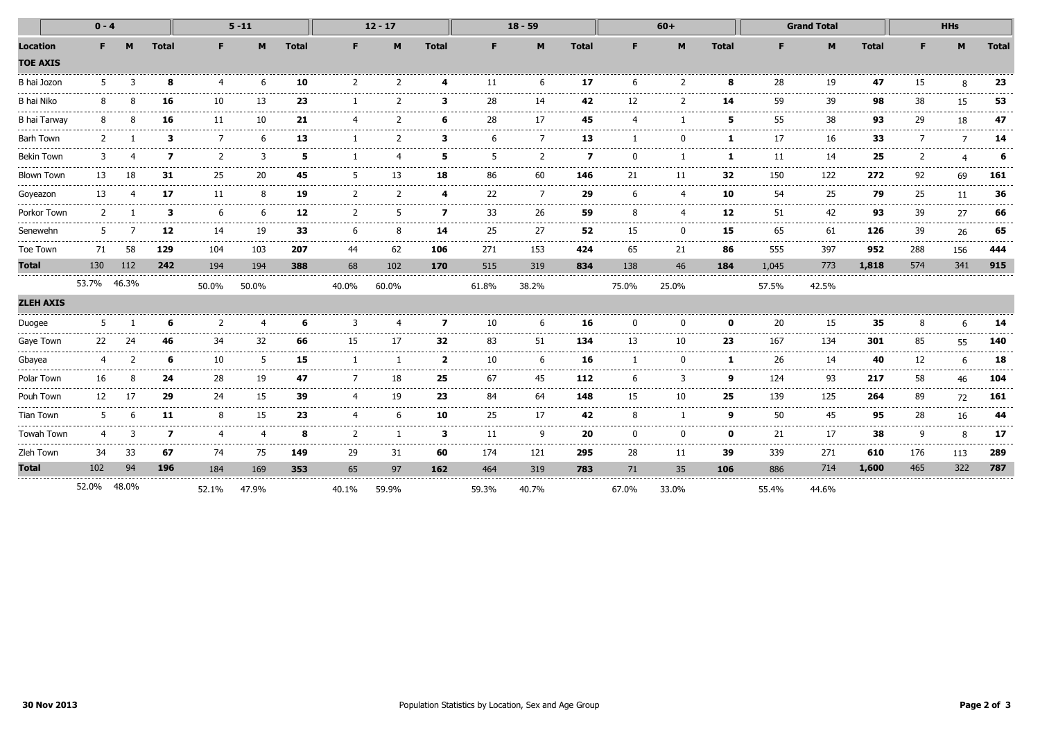| | 0 - 4 | | | 5 -11 | | | 12 - 17 | | | 18 - 59 | | | 60+ | | | Grand Total | | | HHs | | |
|---|---|---|---|---|---|---|---|---|---|---|---|---|---|---|---|---|---|---|---|---|---|
| **Location** | **F** | **M** | **Total** | **F** | **M** | **Total** | **F** | **M** | **Total** | **F** | **M** | **Total** | **F** | **M** | **Total** | **F** | **M** | **Total** | **F** | **M** | **Total** |
| **TOE AXIS** | | | | | | | | | | | | | | | | | | | | | |
| B hai Jozon | 5 | 3 | **8** | 4 | 6 | **10** | 2 | 2 | **4** | 11 | 6 | **17** | 6 | 2 | **8** | 28 | 19 | **47** | 15 | 8 | **23** |
| B hai Niko | 8 | 8 | **16** | 10 | 13 | **23** | 1 | 2 | **3** | 28 | 14 | **42** | 12 | 2 | **14** | 59 | 39 | **98** | 38 | 15 | **53** |
| B hai Tarway | 8 | 8 | **16** | 11 | 10 | **21** | 4 | 2 | **6** | 28 | 17 | **45** | 4 | 1 | **5** | 55 | 38 | **93** | 29 | 18 | **47** |
| Barh Town | 2 | 1 | **3** | 7 | 6 | **13** | 1 | 2 | **3** | 6 | 7 | **13** | 1 | 0 | **1** | 17 | 16 | **33** | 7 | 7 | **14** |
| Bekin Town | 3 | 4 | **7** | 2 | 3 | **5** | 1 | 4 | **5** | 5 | 2 | **7** | 0 | 1 | **1** | 11 | 14 | **25** | 2 | 4 | **6** |
| Blown Town | 13 | 18 | **31** | 25 | 20 | **45** | 5 | 13 | **18** | 86 | 60 | **146** | 21 | 11 | **32** | 150 | 122 | **272** | 92 | 69 | **161** |
| Goyeazon | 13 | 4 | **17** | 11 | 8 | **19** | 2 | 2 | **4** | 22 | 7 | **29** | 6 | 4 | **10** | 54 | 25 | **79** | 25 | 11 | **36** |
| Porkor Town | 2 | 1 | **3** | 6 | 6 | **12** | 2 | 5 | **7** | 33 | 26 | **59** | 8 | 4 | **12** | 51 | 42 | **93** | 39 | 27 | **66** |
| Senewehn | 5 | 7 | **12** | 14 | 19 | **33** | 6 | 8 | **14** | 25 | 27 | **52** | 15 | 0 | **15** | 65 | 61 | **126** | 39 | 26 | **65** |
| Toe Town | 71 | 58 | **129** | 104 | 103 | **207** | 44 | 62 | **106** | 271 | 153 | **424** | 65 | 21 | **86** | 555 | 397 | **952** | 288 | 156 | **444** |
| **Total** | 130 | 112 | **242** | 194 | 194 | **388** | 68 | 102 | **170** | 515 | 319 | **834** | 138 | 46 | **184** | 1,045 | 773 | **1,818** | 574 | 341 | **915** |
| | 53.7% | 46.3% | | 50.0% | 50.0% | | 40.0% | 60.0% | | 61.8% | 38.2% | | 75.0% | 25.0% | | 57.5% | 42.5% | | | | |
| **ZLEH AXIS** | | | | | | | | | | | | | | | | | | | | | |
| Duogee | 5 | 1 | **6** | 2 | 4 | **6** | 3 | 4 | **7** | 10 | 6 | **16** | 0 | 0 | **0** | 20 | 15 | **35** | 8 | 6 | **14** |
| Gaye Town | 22 | 24 | **46** | 34 | 32 | **66** | 15 | 17 | **32** | 83 | 51 | **134** | 13 | 10 | **23** | 167 | 134 | **301** | 85 | 55 | **140** |
| Gbayea | 4 | 2 | **6** | 10 | 5 | **15** | 1 | 1 | **2** | 10 | 6 | **16** | 1 | 0 | **1** | 26 | 14 | **40** | 12 | 6 | **18** |
| Polar Town | 16 | 8 | **24** | 28 | 19 | **47** | 7 | 18 | **25** | 67 | 45 | **112** | 6 | 3 | **9** | 124 | 93 | **217** | 58 | 46 | **104** |
| Pouh Town | 12 | 17 | **29** | 24 | 15 | **39** | 4 | 19 | **23** | 84 | 64 | **148** | 15 | 10 | **25** | 139 | 125 | **264** | 89 | 72 | **161** |
| Tian Town | 5 | 6 | **11** | 8 | 15 | **23** | 4 | 6 | **10** | 25 | 17 | **42** | 8 | 1 | **9** | 50 | 45 | **95** | 28 | 16 | **44** |
| Towah Town | 4 | 3 | **7** | 4 | 4 | **8** | 2 | 1 | **3** | 11 | 9 | **20** | 0 | 0 | **0** | 21 | 17 | **38** | 9 | 8 | **17** |
| Zleh Town | 34 | 33 | **67** | 74 | 75 | **149** | 29 | 31 | **60** | 174 | 121 | **295** | 28 | 11 | **39** | 339 | 271 | **610** | 176 | 113 | **289** |
| **Total** | 102 | 94 | **196** | 184 | 169 | **353** | 65 | 97 | **162** | 464 | 319 | **783** | 71 | 35 | **106** | 886 | 714 | **1,600** | 465 | 322 | **787** |
| | 52.0% | 48.0% | | 52.1% | 47.9% | | 40.1% | 59.9% | | 59.3% | 40.7% | | 67.0% | 33.0% | | 55.4% | 44.6% | | | | |

**30 Nov 2013** Population Statistics by Location, Sex and Age Group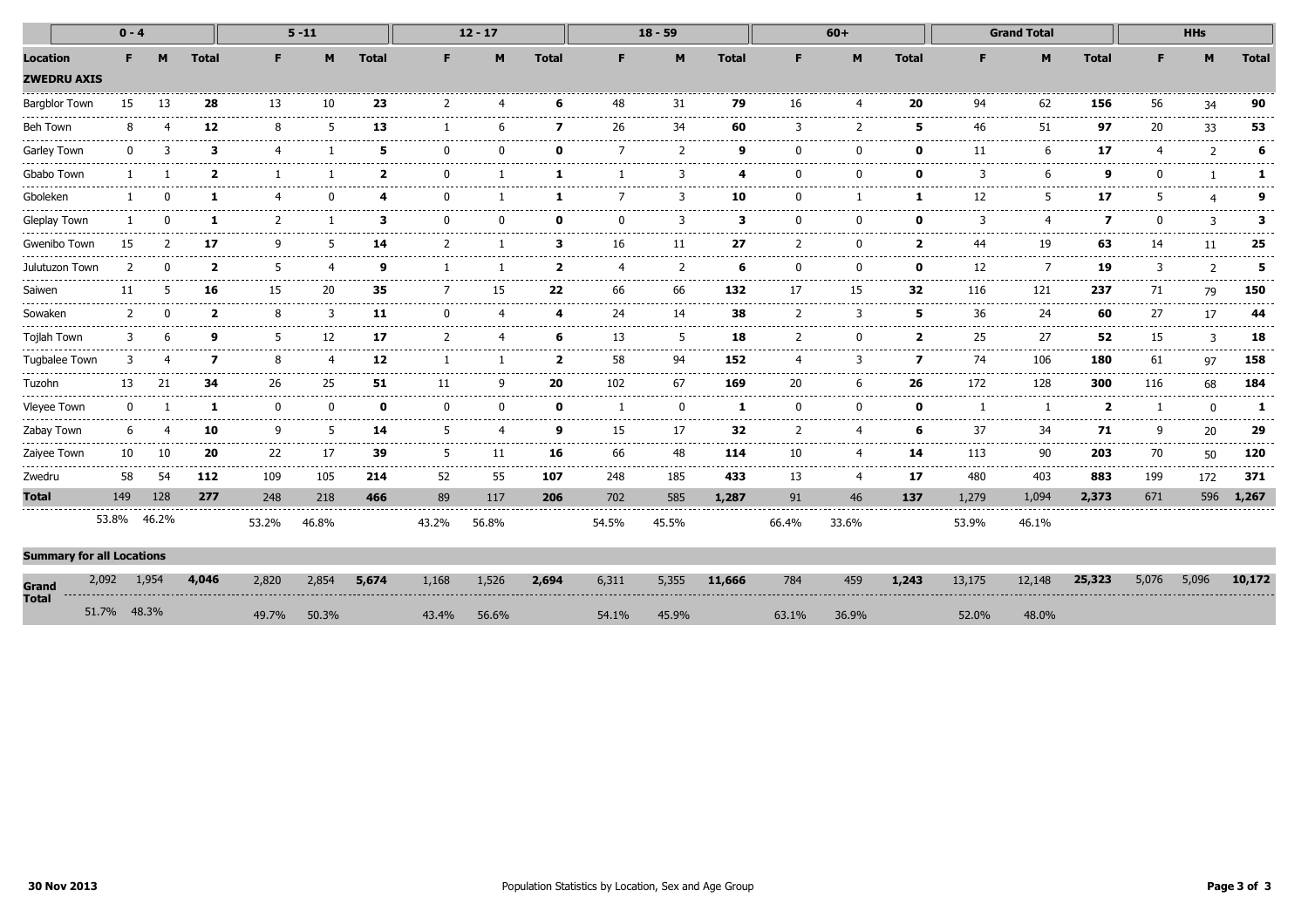| | 0 - 4 | | | 5 -11 | | | 12 - 17 | | | 18 - 59 | | | 60+ | | | Grand Total | | | HHs | | |
|---|---|---|---|---|---|---|---|---|---|---|---|---|---|---|---|---|---|---|---|---|---|
| **Location** | **F** | **M** | **Total** | **F** | **M** | **Total** | **F** | **M** | **Total** | **F** | **M** | **Total** | **F** | **M** | **Total** | **F** | **M** | **Total** | **F** | **M** | **Total** |
| **ZWEDRU AXIS** | | | | | | | | | | | | | | | | | | | | | |
| Bargblor Town | 15 | 13 | **28** | 13 | 10 | **23** | 2 | 4 | **6** | 48 | 31 | **79** | 16 | 4 | **20** | 94 | 62 | **156** | 56 | 34 | **90** |
| Beh Town | 8 | 4 | **12** | 8 | 5 | **13** | 1 | 6 | **7** | 26 | 34 | **60** | 3 | 2 | **5** | 46 | 51 | **97** | 20 | 33 | **53** |
| Garley Town | 0 | 3 | **3** | 4 | 1 | **5** | 0 | 0 | **0** | 7 | 2 | **9** | 0 | 0 | **0** | 11 | 6 | **17** | 4 | 2 | **6** |
| Gbabo Town | 1 | 1 | **2** | 1 | 1 | **2** | 0 | 1 | **1** | 1 | 3 | **4** | 0 | 0 | **0** | 3 | 6 | **9** | 0 | 1 | **1** |
| Gboleken | 1 | 0 | **1** | 4 | 0 | **4** | 0 | 1 | **1** | 7 | 3 | **10** | 0 | 1 | **1** | 12 | 5 | **17** | 5 | 4 | **9** |
| Gleplay Town | 1 | 0 | **1** | 2 | 1 | **3** | 0 | 0 | **0** | 0 | 3 | **3** | 0 | 0 | **0** | 3 | 4 | **7** | 0 | 3 | **3** |
| Gwenibo Town | 15 | 2 | **17** | 9 | 5 | **14** | 2 | 1 | **3** | 16 | 11 | **27** | 2 | 0 | **2** | 44 | 19 | **63** | 14 | 11 | **25** |
| Julutuzon Town | 2 | 0 | **2** | 5 | 4 | **9** | 1 | 1 | **2** | 4 | 2 | **6** | 0 | 0 | **0** | 12 | 7 | **19** | 3 | 2 | **5** |
| Saiwen | 11 | 5 | **16** | 15 | 20 | **35** | 7 | 15 | **22** | 66 | 66 | **132** | 17 | 15 | **32** | 116 | 121 | **237** | 71 | 79 | **150** |
| Sowaken | 2 | 0 | **2** | 8 | 3 | **11** | 0 | 4 | **4** | 24 | 14 | **38** | 2 | 3 | **5** | 36 | 24 | **60** | 27 | 17 | **44** |
| Tojlah Town | 3 | 6 | **9** | 5 | 12 | **17** | 2 | 4 | **6** | 13 | 5 | **18** | 2 | 0 | **2** | 25 | 27 | **52** | 15 | 3 | **18** |
| Tugbalee Town | 3 | 4 | **7** | 8 | 4 | **12** | 1 | 1 | **2** | 58 | 94 | **152** | 4 | 3 | **7** | 74 | 106 | **180** | 61 | 97 | **158** |
| Tuzohn | 13 | 21 | **34** | 26 | 25 | **51** | 11 | 9 | **20** | 102 | 67 | **169** | 20 | 6 | **26** | 172 | 128 | **300** | 116 | 68 | **184** |
| Vleyee Town | 0 | 1 | **1** | 0 | 0 | **0** | 0 | 0 | **0** | 1 | 0 | **1** | 0 | 0 | **0** | 1 | 1 | **2** | 1 | 0 | **1** |
| Zabay Town | 6 | 4 | **10** | 9 | 5 | **14** | 5 | 4 | **9** | 15 | 17 | **32** | 2 | 4 | **6** | 37 | 34 | **71** | 9 | 20 | **29** |
| Zaiyee Town | 10 | 10 | **20** | 22 | 17 | **39** | 5 | 11 | **16** | 66 | 48 | **114** | 10 | 4 | **14** | 113 | 90 | **203** | 70 | 50 | **120** |
| Zwedru | 58 | 54 | **112** | 109 | 105 | **214** | 52 | 55 | **107** | 248 | 185 | **433** | 13 | 4 | **17** | 480 | 403 | **883** | 199 | 172 | **371** |
| **Total** | 149 | 128 | **277** | 248 | 218 | **466** | 89 | 117 | **206** | 702 | 585 | **1,287** | 91 | 46 | **137** | 1,279 | 1,094 | **2,373** | 671 | 596 | **1,267** |
| | 53.8% | 46.2% | | 53.2% | 46.8% | | 43.2% | 56.8% | | 54.5% | 45.5% | | 66.4% | 33.6% | | 53.9% | 46.1% | | | | |
| **Summary for all Locations** | | | | | | | | | | | | | | | | | | | | | |
| **Grand Total** | 2,092 | 1,954 | **4,046** | 2,820 | 2,854 | **5,674** | 1,168 | 1,526 | **2,694** | 6,311 | 5,355 | **11,666** | 784 | 459 | **1,243** | 13,175 | 12,148 | **25,323** | 5,076 | 5,096 | **10,172** |
| | 51.7% | 48.3% | | 49.7% | 50.3% | | 43.4% | 56.6% | | 54.1% | 45.9% | | 63.1% | 36.9% | | 52.0% | 48.0% | | | | |

**30 Nov 2013** Population Statistics by Location, Sex and Age Group